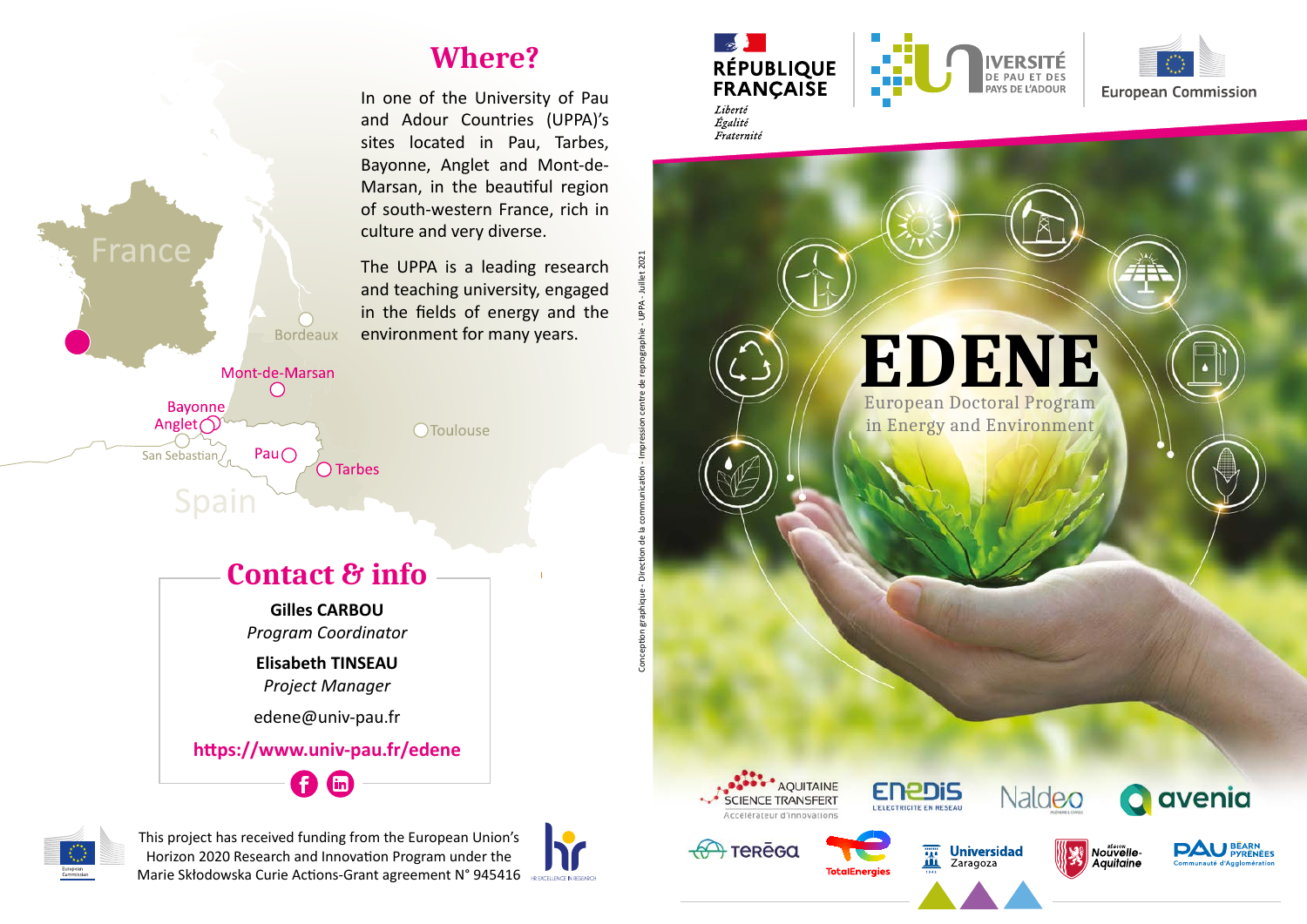## Where?

In one of the University of Pau and Adour Countries (UPPA)'s sites located in Pau, Tarbes, Bayonne, Anglet and Mont-de-Marsan, in the beautiful region of south-western France, rich in culture and very diverse.

The UPPA is a leading research and teaching university, engaged in the fields of energy and the environment for many years.

France

Bordeaux

Mont-de-Marsan

Bayonne

Anglet

San Sebastian

Pau

Tarbes

Toulouse

Spain

## Contact & info

**Gilles CARBOU**
*Program Coordinator*

**Elisabeth TINSEAU**
*Project Manager*

edene@univ-pau.fr

**https://www.univ-pau.fr/edene**

This project has received funding from the European Union's Horizon 2020 Research and Innovation Program under the Marie Skłodowska Curie Actions-Grant agreement N° 945416

Conception graphique - Direction de la communication - Impression centre de reprographie - UPPA - Juillet 2021

RÉPUBLIQUE FRANÇAISE
*Liberté Égalité Fraternité*

UNIVERSITÉ DE PAU ET DES PAYS DE L'ADOUR

European Commission

# EDENE

European Doctoral Program in Energy and Environment

AQUITAINE SCIENCE TRANSFERT — Accélérateur d'innovations

ENEDIS — L'électricité en réseau

Naldeo

avenia

Teréga

TotalEnergies

Universidad Zaragoza

Région Nouvelle-Aquitaine

PAU BÉARN PYRÉNÉES — Communauté d'Agglomération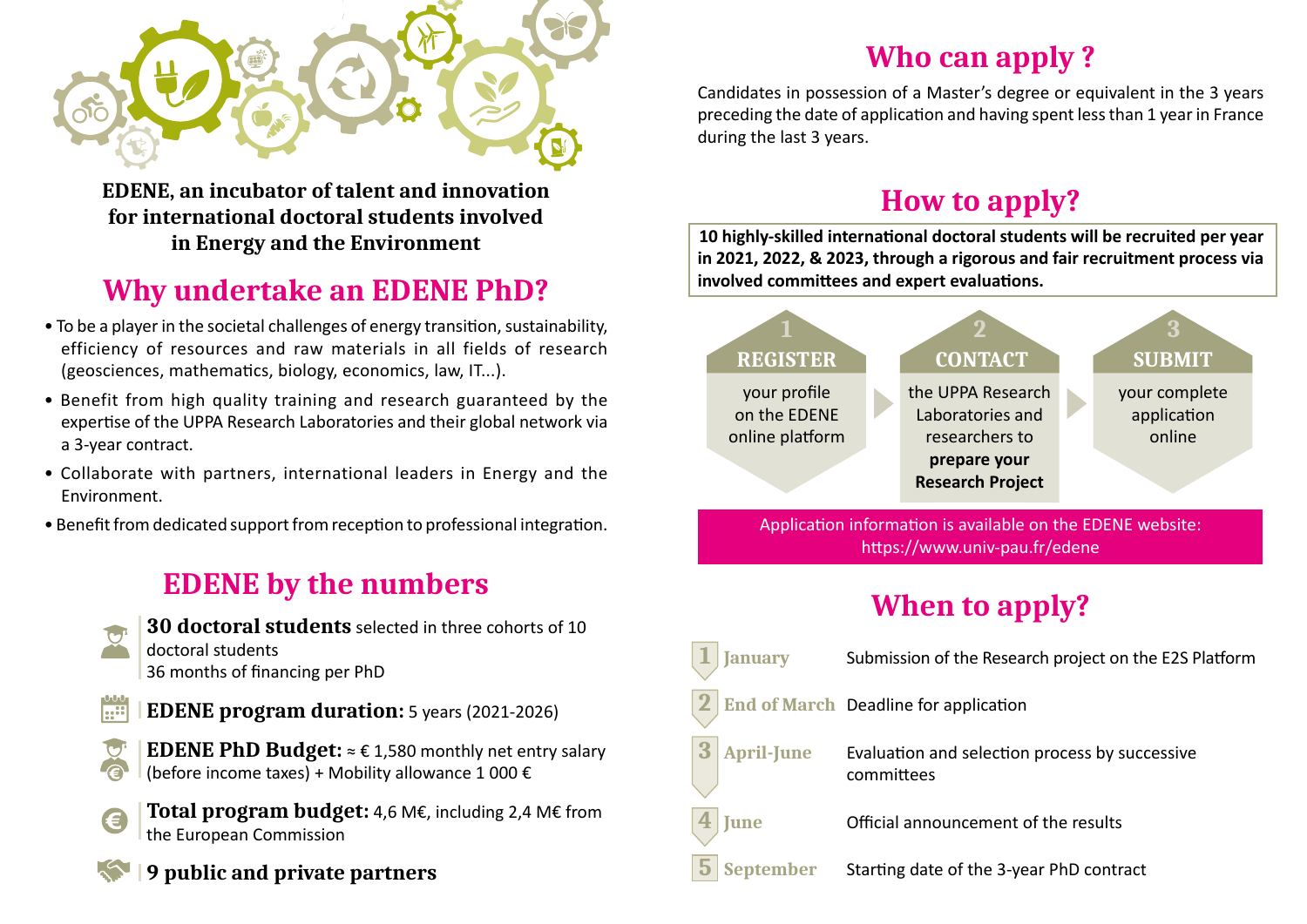**EDENE, an incubator of talent and innovation for international doctoral students involved in Energy and the Environment**

## Why undertake an EDENE PhD?

- To be a player in the societal challenges of energy transition, sustainability, efficiency of resources and raw materials in all fields of research (geosciences, mathematics, biology, economics, law, IT...).
- Benefit from high quality training and research guaranteed by the expertise of the UPPA Research Laboratories and their global network via a 3-year contract.
- Collaborate with partners, international leaders in Energy and the Environment.
- Benefit from dedicated support from reception to professional integration.

## EDENE by the numbers

**30 doctoral students** selected in three cohorts of 10 doctoral students
36 months of financing per PhD

**EDENE program duration:** 5 years (2021-2026)

**EDENE PhD Budget:** ≈ € 1,580 monthly net entry salary (before income taxes) + Mobility allowance 1 000 €

**Total program budget:** 4,6 M€, including 2,4 M€ from the European Commission

**9 public and private partners**

## Who can apply ?

Candidates in possession of a Master's degree or equivalent in the 3 years preceding the date of application and having spent less than 1 year in France during the last 3 years.

## How to apply?

**10 highly-skilled international doctoral students will be recruited per year in 2021, 2022, & 2023, through a rigorous and fair recruitment process via involved committees and expert evaluations.**

1. **REGISTER** your profile on the EDENE online platform
2. **CONTACT** the UPPA Research Laboratories and researchers to **prepare your Research Project**
3. **SUBMIT** your complete application online

Application information is available on the EDENE website: https://www.univ-pau.fr/edene

## When to apply?

| | | |
|---|---|---|
| 1 | January | Submission of the Research project on the E2S Platform |
| 2 | End of March | Deadline for application |
| 3 | April-June | Evaluation and selection process by successive committees |
| 4 | June | Official announcement of the results |
| 5 | September | Starting date of the 3-year PhD contract |